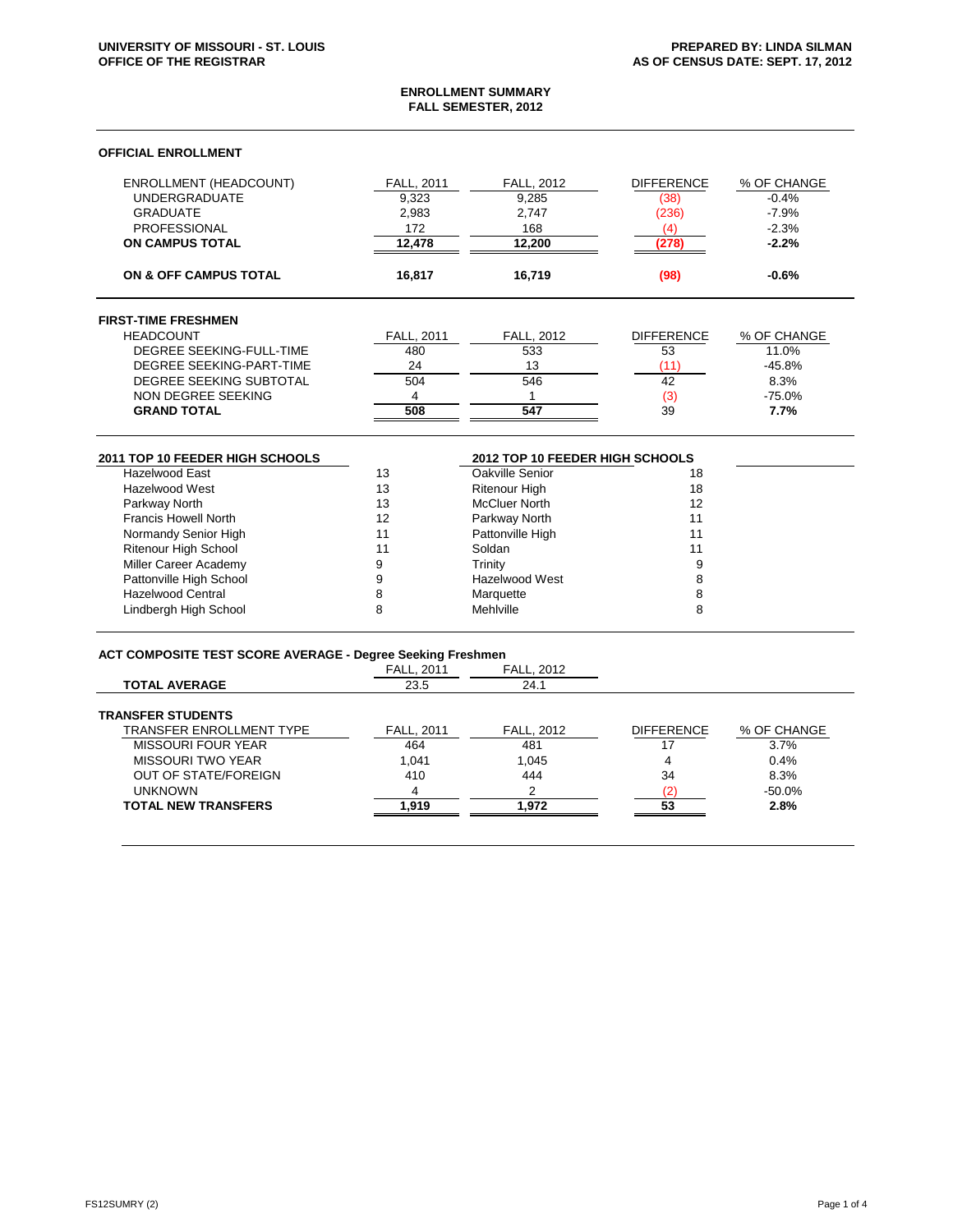UNIVERSITY OF MISSOURI - ST. LOUIS
OFFICE OF THE REGISTRAR

PREPARED BY: LINDA SILMAN
AS OF CENSUS DATE: SEPT. 17, 2012

# ENROLLMENT SUMMARY
## FALL SEMESTER, 2012

### OFFICIAL ENROLLMENT

| ENROLLMENT (HEADCOUNT) | FALL, 2011 | FALL, 2012 | DIFFERENCE | % OF CHANGE |
|---|---|---|---|---|
| UNDERGRADUATE | 9,323 | 9,285 | (38) | -0.4% |
| GRADUATE | 2,983 | 2,747 | (236) | -7.9% |
| PROFESSIONAL | 172 | 168 | (4) | -2.3% |
| **ON CAMPUS TOTAL** | **12,478** | **12,200** | **(278)** | **-2.2%** |
| **ON & OFF CAMPUS TOTAL** | **16,817** | **16,719** | **(98)** | **-0.6%** |

### FIRST-TIME FRESHMEN

| HEADCOUNT | FALL, 2011 | FALL, 2012 | DIFFERENCE | % OF CHANGE |
|---|---|---|---|---|
| DEGREE SEEKING-FULL-TIME | 480 | 533 | 53 | 11.0% |
| DEGREE SEEKING-PART-TIME | 24 | 13 | (11) | -45.8% |
| DEGREE SEEKING SUBTOTAL | 504 | 546 | 42 | 8.3% |
| NON DEGREE SEEKING | 4 | 1 | (3) | -75.0% |
| **GRAND TOTAL** | **508** | **547** | 39 | **7.7%** |

| 2011 TOP 10 FEEDER HIGH SCHOOLS | | 2012 TOP 10 FEEDER HIGH SCHOOLS | |
|---|---|---|---|
| Hazelwood East | 13 | Oakville Senior | 18 |
| Hazelwood West | 13 | Ritenour High | 18 |
| Parkway North | 13 | McCluer North | 12 |
| Francis Howell North | 12 | Parkway North | 11 |
| Normandy Senior High | 11 | Pattonville High | 11 |
| Ritenour High School | 11 | Soldan | 11 |
| Miller Career Academy | 9 | Trinity | 9 |
| Pattonville High School | 9 | Hazelwood West | 8 |
| Hazelwood Central | 8 | Marquette | 8 |
| Lindbergh High School | 8 | Mehlville | 8 |

### ACT COMPOSITE TEST SCORE AVERAGE - Degree Seeking Freshmen

| | FALL, 2011 | FALL, 2012 |
|---|---|---|
| **TOTAL AVERAGE** | 23.5 | 24.1 |

### TRANSFER STUDENTS

| TRANSFER ENROLLMENT TYPE | FALL, 2011 | FALL, 2012 | DIFFERENCE | % OF CHANGE |
|---|---|---|---|---|
| MISSOURI FOUR YEAR | 464 | 481 | 17 | 3.7% |
| MISSOURI TWO YEAR | 1,041 | 1,045 | 4 | 0.4% |
| OUT OF STATE/FOREIGN | 410 | 444 | 34 | 8.3% |
| UNKNOWN | 4 | 2 | (2) | -50.0% |
| **TOTAL NEW TRANSFERS** | **1,919** | **1,972** | **53** | **2.8%** |

FS12SUMRY (2)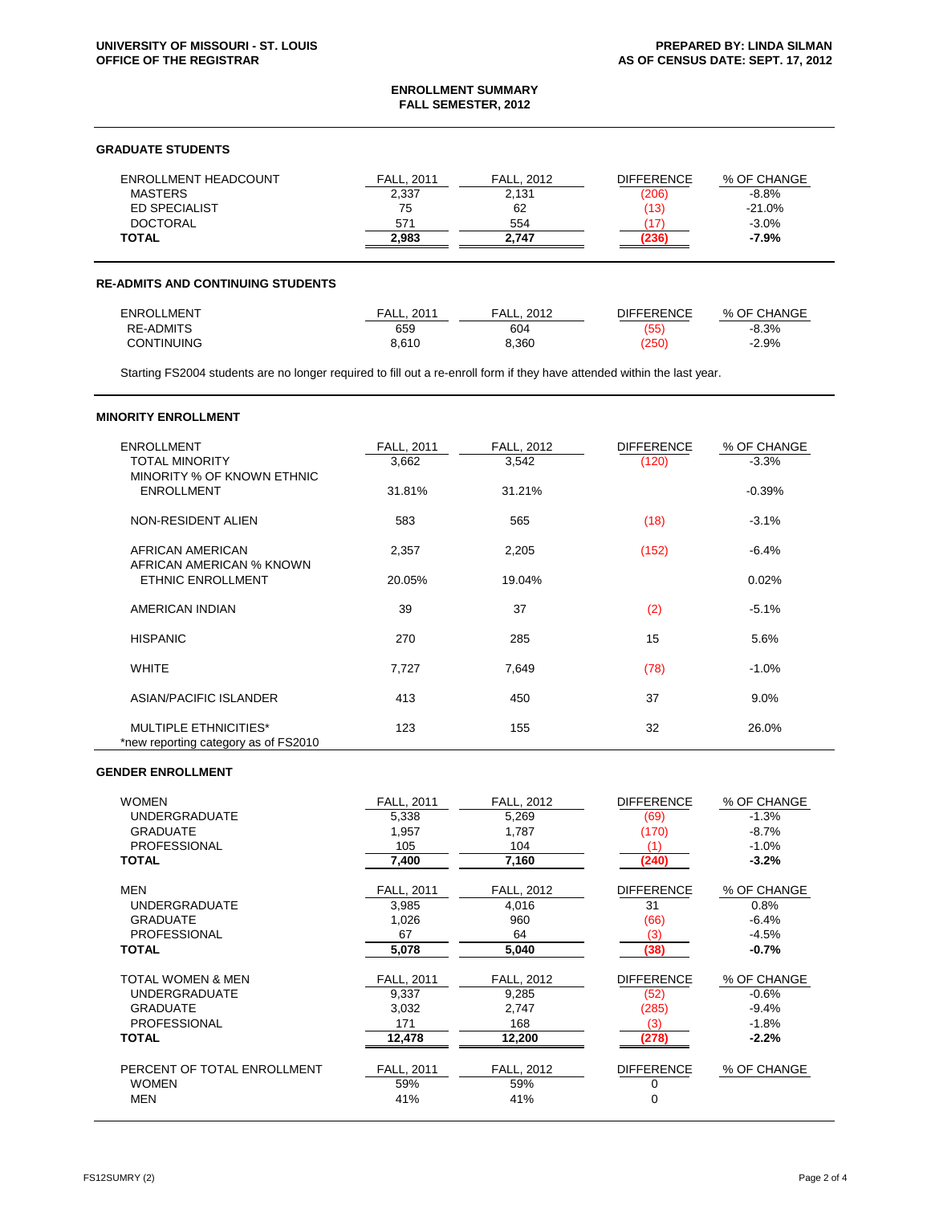UNIVERSITY OF MISSOURI - ST. LOUIS
OFFICE OF THE REGISTRAR

PREPARED BY: LINDA SILMAN
AS OF CENSUS DATE: SEPT. 17, 2012

# ENROLLMENT SUMMARY
## FALL SEMESTER, 2012

### GRADUATE STUDENTS

| ENROLLMENT HEADCOUNT | FALL, 2011 | FALL, 2012 | DIFFERENCE | % OF CHANGE |
|---|---|---|---|---|
| MASTERS | 2,337 | 2,131 | (206) | -8.8% |
| ED SPECIALIST | 75 | 62 | (13) | -21.0% |
| DOCTORAL | 571 | 554 | (17) | -3.0% |
| **TOTAL** | **2,983** | **2,747** | **(236)** | **-7.9%** |

### RE-ADMITS AND CONTINUING STUDENTS

| ENROLLMENT | FALL, 2011 | FALL, 2012 | DIFFERENCE | % OF CHANGE |
|---|---|---|---|---|
| RE-ADMITS | 659 | 604 | (55) | -8.3% |
| CONTINUING | 8,610 | 8,360 | (250) | -2.9% |

Starting FS2004 students are no longer required to fill out a re-enroll form if they have attended within the last year.

### MINORITY ENROLLMENT

| ENROLLMENT | FALL, 2011 | FALL, 2012 | DIFFERENCE | % OF CHANGE |
|---|---|---|---|---|
| TOTAL MINORITY | 3,662 | 3,542 | (120) | -3.3% |
| MINORITY % OF KNOWN ETHNIC ENROLLMENT | 31.81% | 31.21% | | -0.39% |
| NON-RESIDENT ALIEN | 583 | 565 | (18) | -3.1% |
| AFRICAN AMERICAN | 2,357 | 2,205 | (152) | -6.4% |
| AFRICAN AMERICAN % KNOWN ETHNIC ENROLLMENT | 20.05% | 19.04% | | 0.02% |
| AMERICAN INDIAN | 39 | 37 | (2) | -5.1% |
| HISPANIC | 270 | 285 | 15 | 5.6% |
| WHITE | 7,727 | 7,649 | (78) | -1.0% |
| ASIAN/PACIFIC ISLANDER | 413 | 450 | 37 | 9.0% |
| MULTIPLE ETHNICITIES* | 123 | 155 | 32 | 26.0% |

*new reporting category as of FS2010

### GENDER ENROLLMENT

| WOMEN | FALL, 2011 | FALL, 2012 | DIFFERENCE | % OF CHANGE |
|---|---|---|---|---|
| UNDERGRADUATE | 5,338 | 5,269 | (69) | -1.3% |
| GRADUATE | 1,957 | 1,787 | (170) | -8.7% |
| PROFESSIONAL | 105 | 104 | (1) | -1.0% |
| **TOTAL** | **7,400** | **7,160** | **(240)** | **-3.2%** |

| MEN | FALL, 2011 | FALL, 2012 | DIFFERENCE | % OF CHANGE |
|---|---|---|---|---|
| UNDERGRADUATE | 3,985 | 4,016 | 31 | 0.8% |
| GRADUATE | 1,026 | 960 | (66) | -6.4% |
| PROFESSIONAL | 67 | 64 | (3) | -4.5% |
| **TOTAL** | **5,078** | **5,040** | **(38)** | **-0.7%** |

| TOTAL WOMEN & MEN | FALL, 2011 | FALL, 2012 | DIFFERENCE | % OF CHANGE |
|---|---|---|---|---|
| UNDERGRADUATE | 9,337 | 9,285 | (52) | -0.6% |
| GRADUATE | 3,032 | 2,747 | (285) | -9.4% |
| PROFESSIONAL | 171 | 168 | (3) | -1.8% |
| **TOTAL** | **12,478** | **12,200** | **(278)** | **-2.2%** |

| PERCENT OF TOTAL ENROLLMENT | FALL, 2011 | FALL, 2012 | DIFFERENCE | % OF CHANGE |
|---|---|---|---|---|
| WOMEN | 59% | 59% | 0 | |
| MEN | 41% | 41% | 0 | |

FS12SUMRY (2)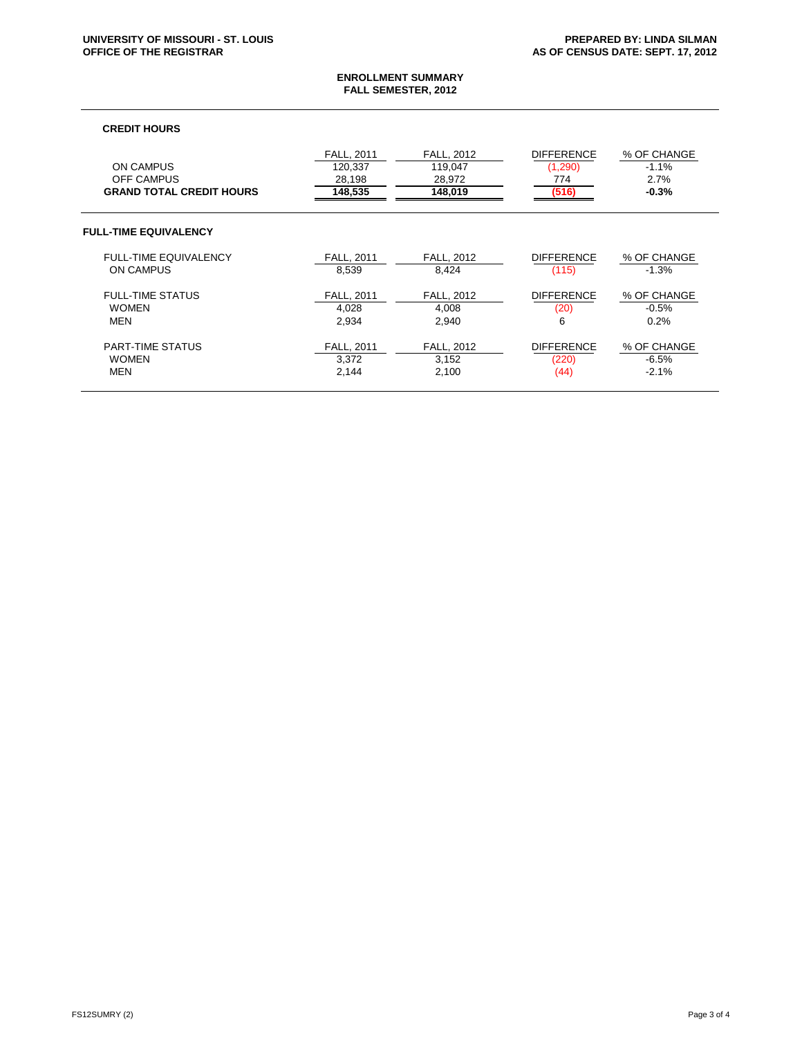UNIVERSITY OF MISSOURI - ST. LOUIS
OFFICE OF THE REGISTRAR

PREPARED BY: LINDA SILMAN
AS OF CENSUS DATE: SEPT. 17, 2012

## ENROLLMENT SUMMARY
## FALL SEMESTER, 2012

### CREDIT HOURS

| | FALL, 2011 | FALL, 2012 | DIFFERENCE | % OF CHANGE |
|---|---|---|---|---|
| ON CAMPUS | 120,337 | 119,047 | (1,290) | -1.1% |
| OFF CAMPUS | 28,198 | 28,972 | 774 | 2.7% |
| **GRAND TOTAL CREDIT HOURS** | **148,535** | **148,019** | **(516)** | **-0.3%** |

### FULL-TIME EQUIVALENCY

| FULL-TIME EQUIVALENCY | FALL, 2011 | FALL, 2012 | DIFFERENCE | % OF CHANGE |
|---|---|---|---|---|
| ON CAMPUS | 8,539 | 8,424 | (115) | -1.3% |

| FULL-TIME STATUS | FALL, 2011 | FALL, 2012 | DIFFERENCE | % OF CHANGE |
|---|---|---|---|---|
| WOMEN | 4,028 | 4,008 | (20) | -0.5% |
| MEN | 2,934 | 2,940 | 6 | 0.2% |

| PART-TIME STATUS | FALL, 2011 | FALL, 2012 | DIFFERENCE | % OF CHANGE |
|---|---|---|---|---|
| WOMEN | 3,372 | 3,152 | (220) | -6.5% |
| MEN | 2,144 | 2,100 | (44) | -2.1% |

FS12SUMRY (2)